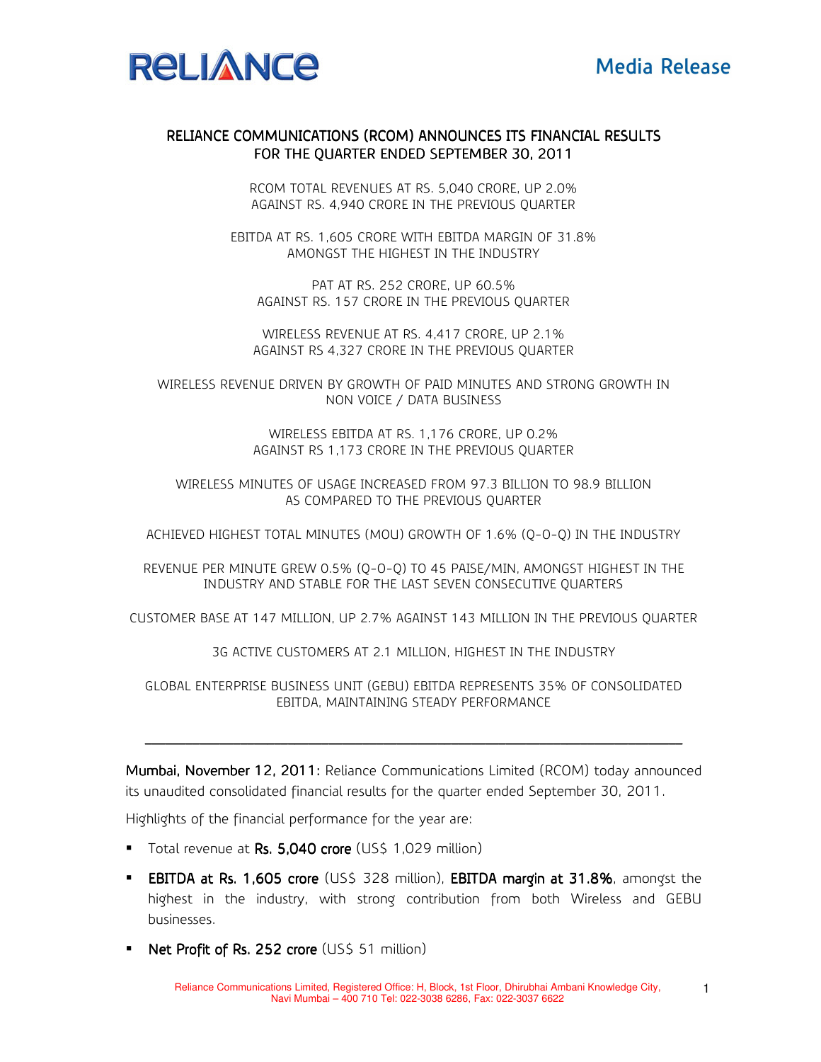RELIANCE

Media Release

# RELIANCE COMMUNICATIONS (RCOM) ANNOUNCES ITS FINANCIAL RESULTS FOR THE QUARTER ENDED SEPTEMBER 30, 2011

RCOM TOTAL REVENUES AT RS. 5,040 CRORE, UP 2.0% AGAINST RS. 4,940 CRORE IN THE PREVIOUS QUARTER

EBITDA AT RS. 1,605 CRORE WITH EBITDA MARGIN OF 31.8% AMONGST THE HIGHEST IN THE INDUSTRY

PAT AT RS. 252 CRORE, UP 60.5% AGAINST RS. 157 CRORE IN THE PREVIOUS QUARTER

WIRELESS REVENUE AT RS. 4,417 CRORE, UP 2.1% AGAINST RS 4,327 CRORE IN THE PREVIOUS QUARTER

WIRELESS REVENUE DRIVEN BY GROWTH OF PAID MINUTES AND STRONG GROWTH IN NON VOICE / DATA BUSINESS

WIRELESS EBITDA AT RS. 1,176 CRORE, UP 0.2% AGAINST RS 1,173 CRORE IN THE PREVIOUS QUARTER

WIRELESS MINUTES OF USAGE INCREASED FROM 97.3 BILLION TO 98.9 BILLION AS COMPARED TO THE PREVIOUS QUARTER

ACHIEVED HIGHEST TOTAL MINUTES (MOU) GROWTH OF 1.6% (Q-O-Q) IN THE INDUSTRY

REVENUE PER MINUTE GREW 0.5% (Q-O-Q) TO 45 PAISE/MIN, AMONGST HIGHEST IN THE INDUSTRY AND STABLE FOR THE LAST SEVEN CONSECUTIVE QUARTERS

CUSTOMER BASE AT 147 MILLION, UP 2.7% AGAINST 143 MILLION IN THE PREVIOUS QUARTER

3G ACTIVE CUSTOMERS AT 2.1 MILLION, HIGHEST IN THE INDUSTRY

GLOBAL ENTERPRISE BUSINESS UNIT (GEBU) EBITDA REPRESENTS 35% OF CONSOLIDATED EBITDA, MAINTAINING STEADY PERFORMANCE

---

**Mumbai, November 12, 2011:** Reliance Communications Limited (RCOM) today announced its unaudited consolidated financial results for the quarter ended September 30, 2011.

Highlights of the financial performance for the year are:

- Total revenue at **Rs. 5,040 crore** (US$ 1,029 million)
- **EBITDA at Rs. 1,605 crore** (US$ 328 million), **EBITDA margin at 31.8%**, amongst the highest in the industry, with strong contribution from both Wireless and GEBU businesses.
- **Net Profit of Rs. 252 crore** (US$ 51 million)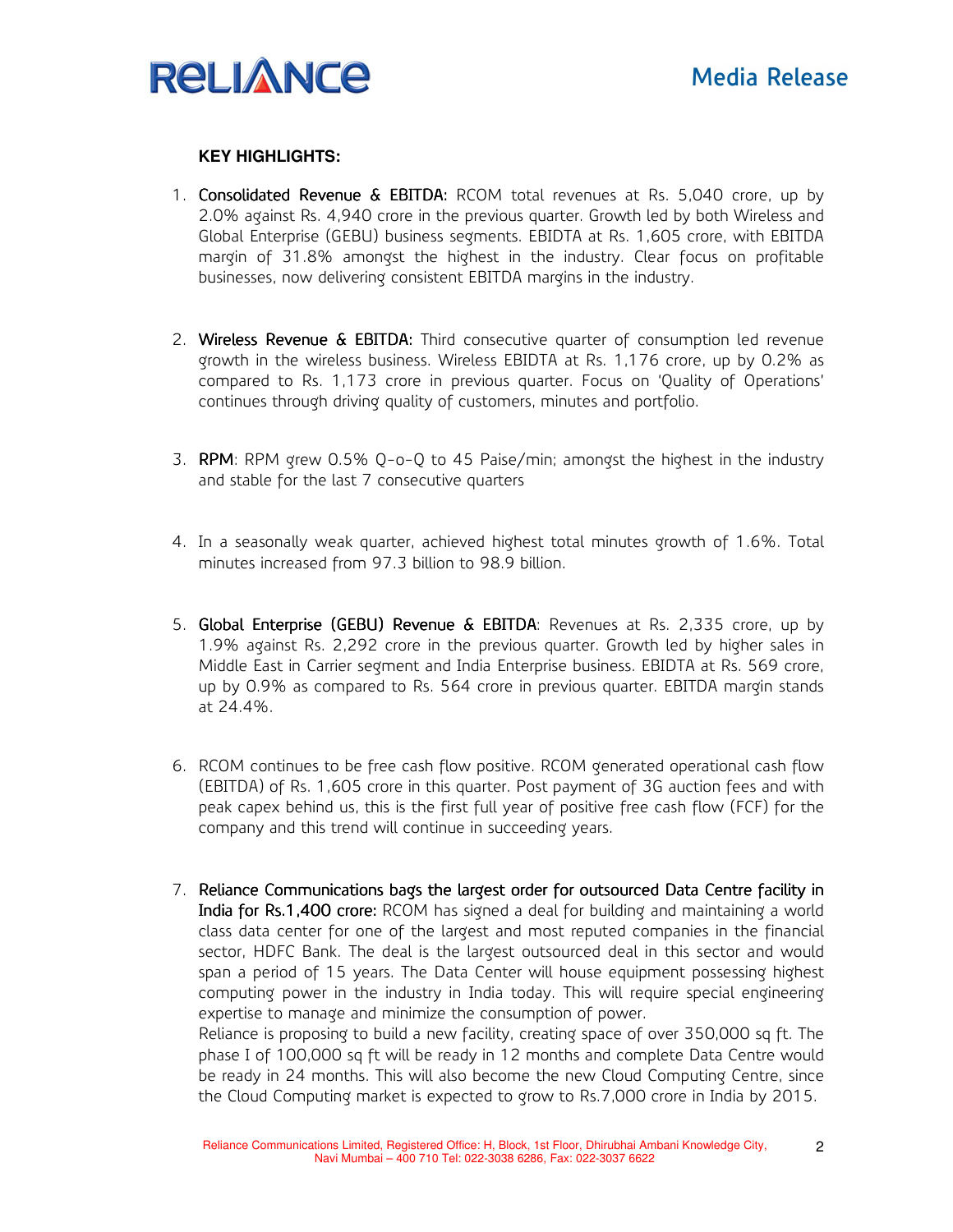**KEY HIGHLIGHTS:**

1. **Consolidated Revenue & EBITDA:** RCOM total revenues at Rs. 5,040 crore, up by 2.0% against Rs. 4,940 crore in the previous quarter. Growth led by both Wireless and Global Enterprise (GEBU) business segments. EBIDTA at Rs. 1,605 crore, with EBITDA margin of 31.8% amongst the highest in the industry. Clear focus on profitable businesses, now delivering consistent EBITDA margins in the industry.

2. **Wireless Revenue & EBITDA:** Third consecutive quarter of consumption led revenue growth in the wireless business. Wireless EBIDTA at Rs. 1,176 crore, up by 0.2% as compared to Rs. 1,173 crore in previous quarter. Focus on 'Quality of Operations' continues through driving quality of customers, minutes and portfolio.

3. **RPM**: RPM grew 0.5% Q-o-Q to 45 Paise/min; amongst the highest in the industry and stable for the last 7 consecutive quarters

4. In a seasonally weak quarter, achieved highest total minutes growth of 1.6%. Total minutes increased from 97.3 billion to 98.9 billion.

5. **Global Enterprise (GEBU) Revenue & EBITDA**: Revenues at Rs. 2,335 crore, up by 1.9% against Rs. 2,292 crore in the previous quarter. Growth led by higher sales in Middle East in Carrier segment and India Enterprise business. EBIDTA at Rs. 569 crore, up by 0.9% as compared to Rs. 564 crore in previous quarter. EBITDA margin stands at 24.4%.

6. RCOM continues to be free cash flow positive. RCOM generated operational cash flow (EBITDA) of Rs. 1,605 crore in this quarter. Post payment of 3G auction fees and with peak capex behind us, this is the first full year of positive free cash flow (FCF) for the company and this trend will continue in succeeding years.

7. **Reliance Communications bags the largest order for outsourced Data Centre facility in India for Rs.1,400 crore:** RCOM has signed a deal for building and maintaining a world class data center for one of the largest and most reputed companies in the financial sector, HDFC Bank. The deal is the largest outsourced deal in this sector and would span a period of 15 years. The Data Center will house equipment possessing highest computing power in the industry in India today. This will require special engineering expertise to manage and minimize the consumption of power.
   Reliance is proposing to build a new facility, creating space of over 350,000 sq ft. The phase I of 100,000 sq ft will be ready in 12 months and complete Data Centre would be ready in 24 months. This will also become the new Cloud Computing Centre, since the Cloud Computing market is expected to grow to Rs.7,000 crore in India by 2015.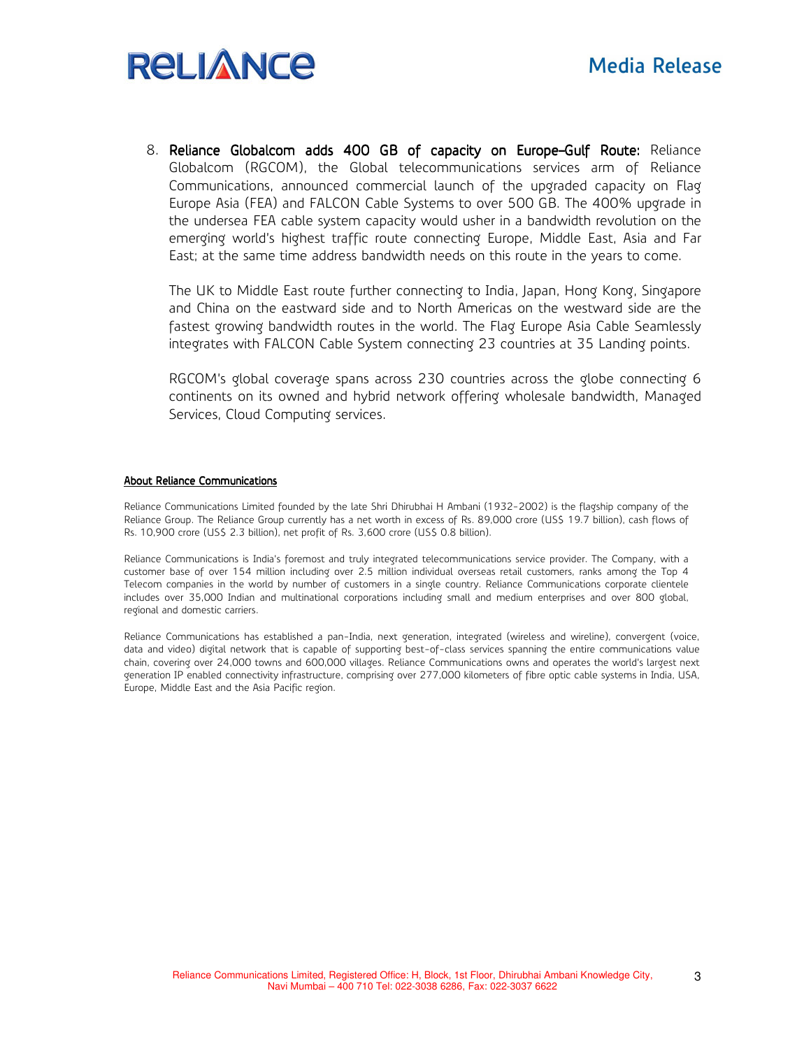8. **Reliance Globalcom adds 400 GB of capacity on Europe–Gulf Route:** Reliance Globalcom (RGCOM), the Global telecommunications services arm of Reliance Communications, announced commercial launch of the upgraded capacity on Flag Europe Asia (FEA) and FALCON Cable Systems to over 500 GB. The 400% upgrade in the undersea FEA cable system capacity would usher in a bandwidth revolution on the emerging world's highest traffic route connecting Europe, Middle East, Asia and Far East; at the same time address bandwidth needs on this route in the years to come.

   The UK to Middle East route further connecting to India, Japan, Hong Kong, Singapore and China on the eastward side and to North Americas on the westward side are the fastest growing bandwidth routes in the world. The Flag Europe Asia Cable Seamlessly integrates with FALCON Cable System connecting 23 countries at 35 Landing points.

   RGCOM's global coverage spans across 230 countries across the globe connecting 6 continents on its owned and hybrid network offering wholesale bandwidth, Managed Services, Cloud Computing services.

**About Reliance Communications**

Reliance Communications Limited founded by the late Shri Dhirubhai H Ambani (1932-2002) is the flagship company of the Reliance Group. The Reliance Group currently has a net worth in excess of Rs. 89,000 crore (US$ 19.7 billion), cash flows of Rs. 10,900 crore (US$ 2.3 billion), net profit of Rs. 3,600 crore (US$ 0.8 billion).

Reliance Communications is India's foremost and truly integrated telecommunications service provider. The Company, with a customer base of over 154 million including over 2.5 million individual overseas retail customers, ranks among the Top 4 Telecom companies in the world by number of customers in a single country. Reliance Communications corporate clientele includes over 35,000 Indian and multinational corporations including small and medium enterprises and over 800 global, regional and domestic carriers.

Reliance Communications has established a pan-India, next generation, integrated (wireless and wireline), convergent (voice, data and video) digital network that is capable of supporting best-of-class services spanning the entire communications value chain, covering over 24,000 towns and 600,000 villages. Reliance Communications owns and operates the world's largest next generation IP enabled connectivity infrastructure, comprising over 277,000 kilometers of fibre optic cable systems in India, USA, Europe, Middle East and the Asia Pacific region.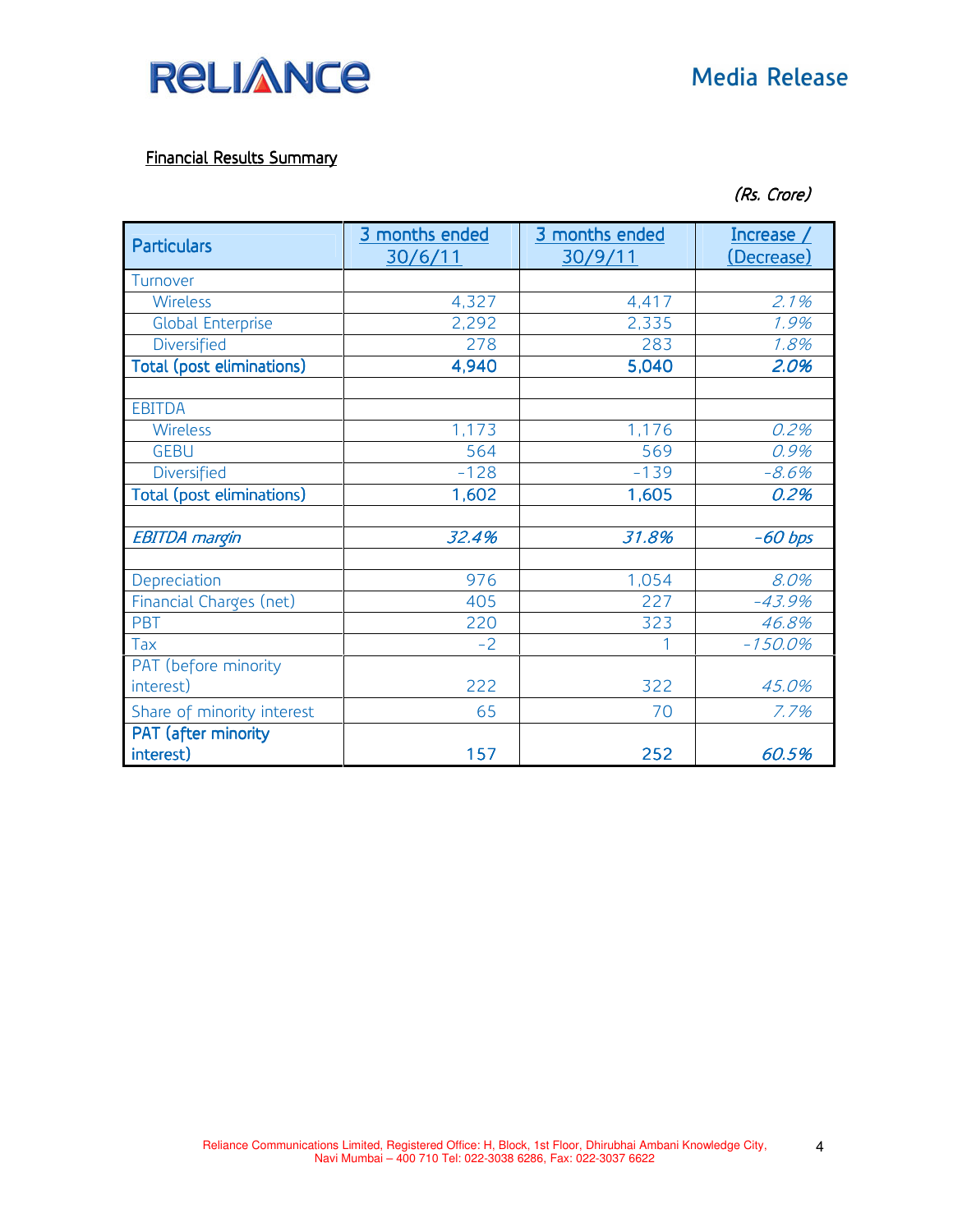## Financial Results Summary

*(Rs. Crore)*

| Particulars | 3 months ended 30/6/11 | 3 months ended 30/9/11 | Increase / (Decrease) |
|---|---|---|---|
| Turnover | | | |
| Wireless | 4,327 | 4,417 | *2.1%* |
| Global Enterprise | 2,292 | 2,335 | *1.9%* |
| Diversified | 278 | 283 | *1.8%* |
| **Total (post eliminations)** | **4,940** | **5,040** | ***2.0%*** |
| | | | |
| EBITDA | | | |
| Wireless | 1,173 | 1,176 | *0.2%* |
| GEBU | 564 | 569 | *0.9%* |
| Diversified | -128 | -139 | *-8.6%* |
| **Total (post eliminations)** | **1,602** | **1,605** | ***0.2%*** |
| | | | |
| *EBITDA margin* | *32.4%* | *31.8%* | *-60 bps* |
| | | | |
| Depreciation | 976 | 1,054 | *8.0%* |
| Financial Charges (net) | 405 | 227 | *-43.9%* |
| PBT | 220 | 323 | *46.8%* |
| Tax | -2 | 1 | *-150.0%* |
| PAT (before minority interest) | 222 | 322 | *45.0%* |
| Share of minority interest | 65 | 70 | *7.7%* |
| **PAT (after minority interest)** | **157** | **252** | ***60.5%*** |

Reliance Communications Limited, Registered Office: H, Block, 1st Floor, Dhirubhai Ambani Knowledge City, Navi Mumbai – 400 710 Tel: 022-3038 6286, Fax: 022-3037 6622